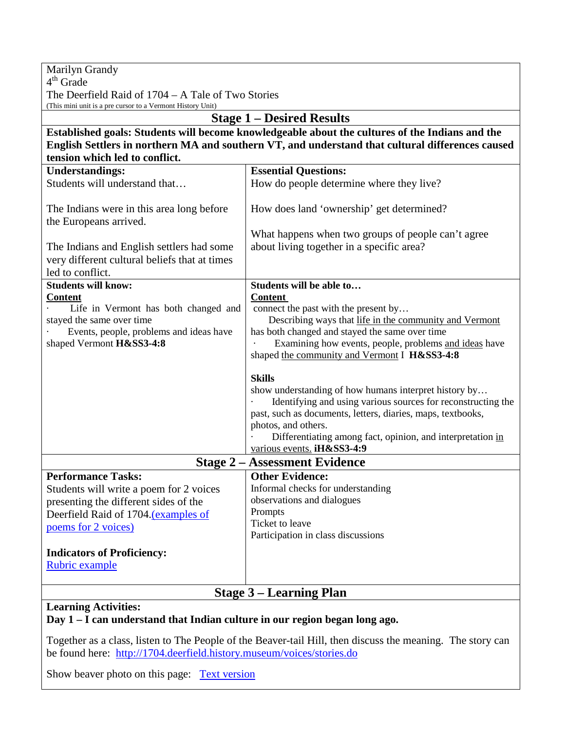Marilyn Grandy
4th Grade
The Deerfield Raid of 1704 – A Tale of Two Stories
(This mini unit is a pre cursor to a Vermont History Unit)

## Stage 1 – Desired Results

**Established goals: Students will become knowledgeable about the cultures of the Indians and the English Settlers in northern MA and southern VT, and understand that cultural differences caused tension which led to conflict.**

| **Understandings:** | **Essential Questions:** |
|---|---|
| Students will understand that…<br><br>The Indians were in this area long before the Europeans arrived.<br><br>The Indians and English settlers had some very different cultural beliefs that at times led to conflict. | How do people determine where they live?<br><br>How does land 'ownership' get determined?<br><br>What happens when two groups of people can't agree about living together in a specific area? |
| **Students will know:**<br>**Content**<br>· Life in Vermont has both changed and stayed the same over time<br>· Events, people, problems and ideas have shaped Vermont **H&SS3-4:8** | **Students will be able to…**<br>**Content**<br>connect the past with the present by…<br>Describing ways that life in the community and Vermont has both changed and stayed the same over time<br>· Examining how events, people, problems and ideas have shaped the community and Vermont I **H&SS3-4:8**<br><br>**Skills**<br>show understanding of how humans interpret history by…<br>· Identifying and using various sources for reconstructing the past, such as documents, letters, diaries, maps, textbooks, photos, and others.<br>· Differentiating among fact, opinion, and interpretation in various events. **iH&SS3-4:9** |

## Stage 2 – Assessment Evidence

| **Performance Tasks:** | **Other Evidence:** |
|---|---|
| Students will write a poem for 2 voices presenting the different sides of the Deerfield Raid of 1704.(examples of poems for 2 voices)<br><br>**Indicators of Proficiency:**<br>Rubric example | Informal checks for understanding<br>observations and dialogues<br>Prompts<br>Ticket to leave<br>Participation in class discussions |

## Stage 3 – Learning Plan

**Learning Activities:**

**Day 1 – I can understand that Indian culture in our region began long ago.**

Together as a class, listen to The People of the Beaver-tail Hill, then discuss the meaning. The story can be found here: http://1704.deerfield.history.museum/voices/stories.do

Show beaver photo on this page: Text version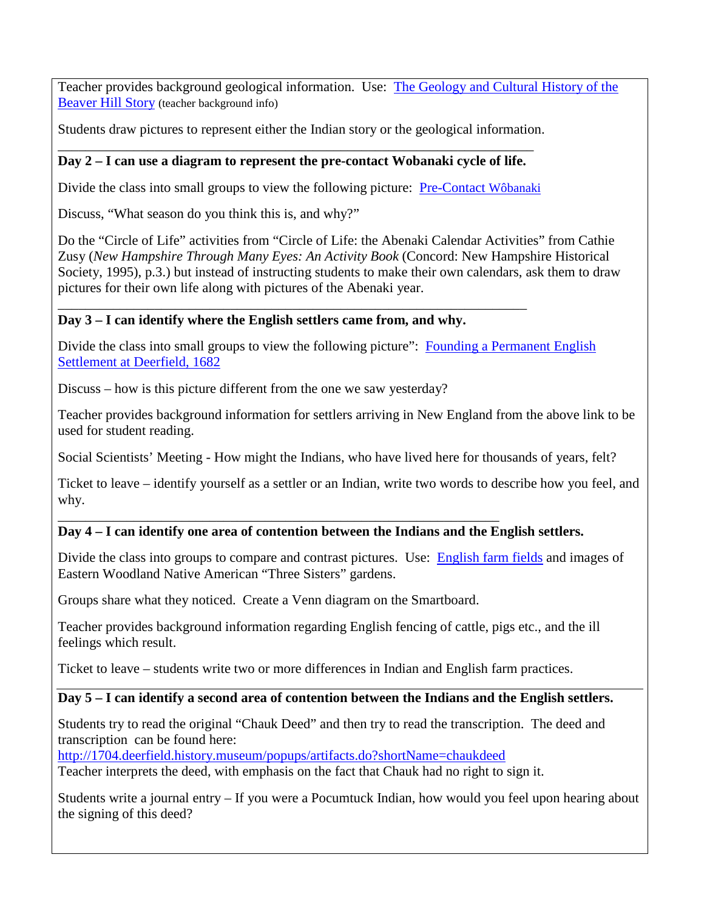Teacher provides background geological information. Use: [The Geology and Cultural History of the Beaver Hill Story] (teacher background info)

Students draw pictures to represent either the Indian story or the geological information.

---

**Day 2 – I can use a diagram to represent the pre-contact Wobanaki cycle of life.**

Divide the class into small groups to view the following picture: [Pre-Contact Wôbanaki]

Discuss, "What season do you think this is, and why?"

Do the "Circle of Life" activities from "Circle of Life: the Abenaki Calendar Activities" from Cathie Zusy (*New Hampshire Through Many Eyes: An Activity Book* (Concord: New Hampshire Historical Society, 1995), p.3.) but instead of instructing students to make their own calendars, ask them to draw pictures for their own life along with pictures of the Abenaki year.

---

**Day 3 – I can identify where the English settlers came from, and why.**

Divide the class into small groups to view the following picture": [Founding a Permanent English Settlement at Deerfield, 1682]

Discuss – how is this picture different from the one we saw yesterday?

Teacher provides background information for settlers arriving in New England from the above link to be used for student reading.

Social Scientists' Meeting - How might the Indians, who have lived here for thousands of years, felt?

Ticket to leave – identify yourself as a settler or an Indian, write two words to describe how you feel, and why.

---

**Day 4 – I can identify one area of contention between the Indians and the English settlers.**

Divide the class into groups to compare and contrast pictures. Use: [English farm fields] and images of Eastern Woodland Native American "Three Sisters" gardens.

Groups share what they noticed. Create a Venn diagram on the Smartboard.

Teacher provides background information regarding English fencing of cattle, pigs etc., and the ill feelings which result.

Ticket to leave – students write two or more differences in Indian and English farm practices.

---

**Day 5 – I can identify a second area of contention between the Indians and the English settlers.**

Students try to read the original "Chauk Deed" and then try to read the transcription. The deed and transcription can be found here:
http://1704.deerfield.history.museum/popups/artifacts.do?shortName=chaukdeed
Teacher interprets the deed, with emphasis on the fact that Chauk had no right to sign it.

Students write a journal entry – If you were a Pocumtuck Indian, how would you feel upon hearing about the signing of this deed?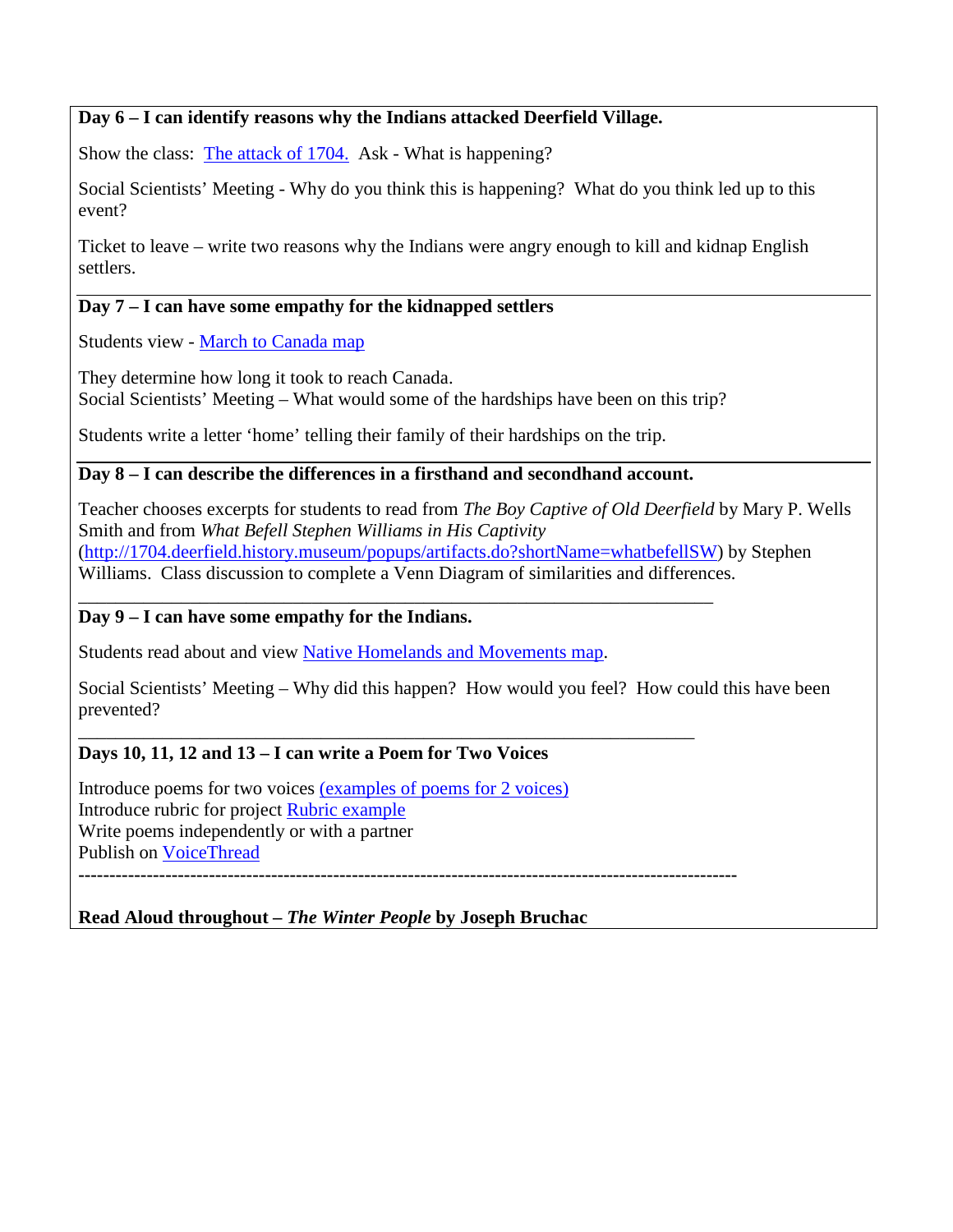**Day 6 – I can identify reasons why the Indians attacked Deerfield Village.**

Show the class: The attack of 1704. Ask - What is happening?

Social Scientists' Meeting - Why do you think this is happening? What do you think led up to this event?

Ticket to leave – write two reasons why the Indians were angry enough to kill and kidnap English settlers.

---

**Day 7 – I can have some empathy for the kidnapped settlers**

Students view - March to Canada map

They determine how long it took to reach Canada.
Social Scientists' Meeting – What would some of the hardships have been on this trip?

Students write a letter 'home' telling their family of their hardships on the trip.

---

**Day 8 – I can describe the differences in a firsthand and secondhand account.**

Teacher chooses excerpts for students to read from *The Boy Captive of Old Deerfield* by Mary P. Wells Smith and from *What Befell Stephen Williams in His Captivity* (http://1704.deerfield.history.museum/popups/artifacts.do?shortName=whatbefellSW) by Stephen Williams. Class discussion to complete a Venn Diagram of similarities and differences.

---

**Day 9 – I can have some empathy for the Indians.**

Students read about and view Native Homelands and Movements map.

Social Scientists' Meeting – Why did this happen? How would you feel? How could this have been prevented?

---

**Days 10, 11, 12 and 13 – I can write a Poem for Two Voices**

Introduce poems for two voices (examples of poems for 2 voices)
Introduce rubric for project Rubric example
Write poems independently or with a partner
Publish on VoiceThread

---

**Read Aloud throughout – *The Winter People* by Joseph Bruchac**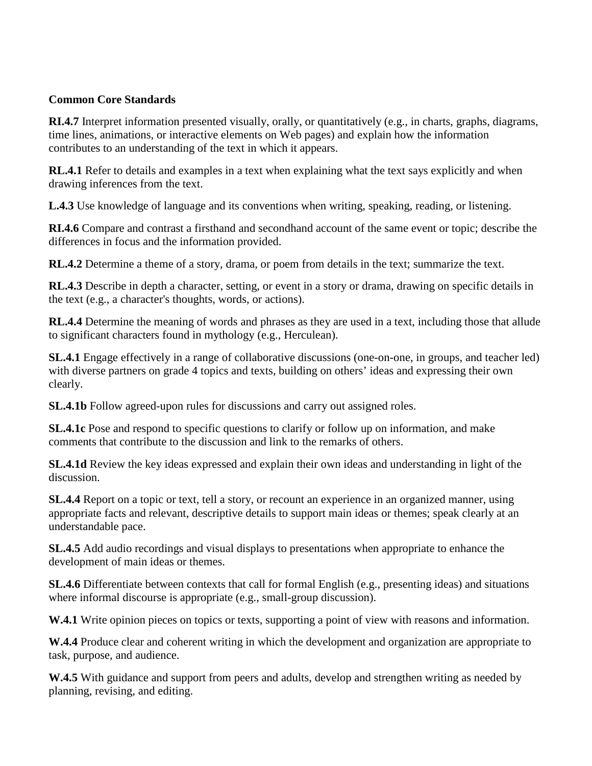**Common Core Standards**

**RI.4.7** Interpret information presented visually, orally, or quantitatively (e.g., in charts, graphs, diagrams, time lines, animations, or interactive elements on Web pages) and explain how the information contributes to an understanding of the text in which it appears.

**RL.4.1** Refer to details and examples in a text when explaining what the text says explicitly and when drawing inferences from the text.

**L.4.3** Use knowledge of language and its conventions when writing, speaking, reading, or listening.

**RI.4.6** Compare and contrast a firsthand and secondhand account of the same event or topic; describe the differences in focus and the information provided.

**RL.4.2** Determine a theme of a story, drama, or poem from details in the text; summarize the text.

**RL.4.3** Describe in depth a character, setting, or event in a story or drama, drawing on specific details in the text (e.g., a character's thoughts, words, or actions).

**RL.4.4** Determine the meaning of words and phrases as they are used in a text, including those that allude to significant characters found in mythology (e.g., Herculean).

**SL.4.1** Engage effectively in a range of collaborative discussions (one-on-one, in groups, and teacher led) with diverse partners on grade 4 topics and texts, building on others' ideas and expressing their own clearly.

**SL.4.1b** Follow agreed-upon rules for discussions and carry out assigned roles.

**SL.4.1c** Pose and respond to specific questions to clarify or follow up on information, and make comments that contribute to the discussion and link to the remarks of others.

**SL.4.1d** Review the key ideas expressed and explain their own ideas and understanding in light of the discussion.

**SL.4.4** Report on a topic or text, tell a story, or recount an experience in an organized manner, using appropriate facts and relevant, descriptive details to support main ideas or themes; speak clearly at an understandable pace.

**SL.4.5** Add audio recordings and visual displays to presentations when appropriate to enhance the development of main ideas or themes.

**SL.4.6** Differentiate between contexts that call for formal English (e.g., presenting ideas) and situations where informal discourse is appropriate (e.g., small-group discussion).

**W.4.1** Write opinion pieces on topics or texts, supporting a point of view with reasons and information.

**W.4.4** Produce clear and coherent writing in which the development and organization are appropriate to task, purpose, and audience.

**W.4.5** With guidance and support from peers and adults, develop and strengthen writing as needed by planning, revising, and editing.